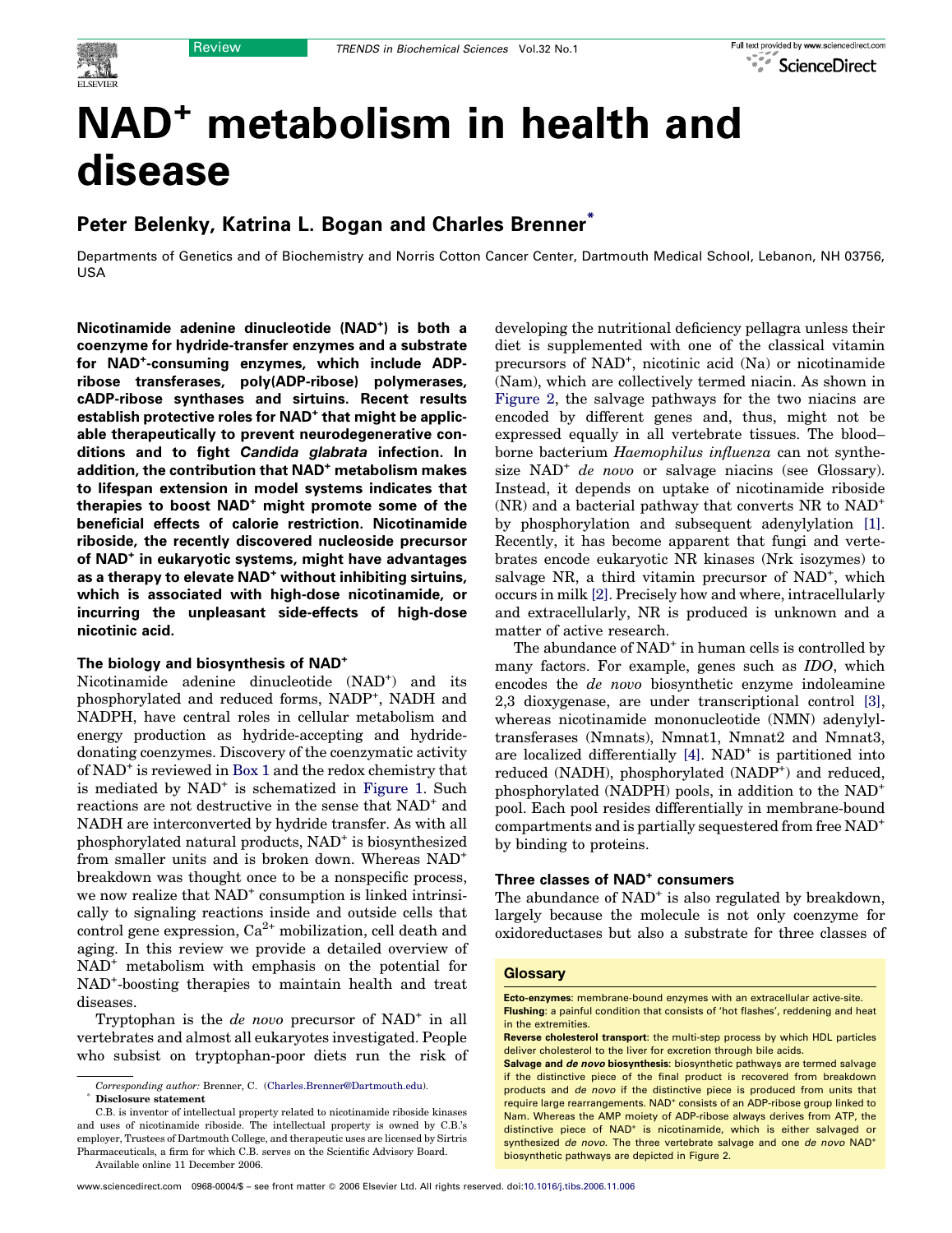Review

# NAD+ metabolism in health and disease

## Peter Belenky, Katrina L. Bogan and Charles Brenner*

Departments of Genetics and of Biochemistry and Norris Cotton Cancer Center, Dartmouth Medical School, Lebanon, NH 03756, USA

**Nicotinamide adenine dinucleotide (NAD+) is both a coenzyme for hydride-transfer enzymes and a substrate for NAD+-consuming enzymes, which include ADP-ribose transferases, poly(ADP-ribose) polymerases, cADP-ribose synthases and sirtuins. Recent results establish protective roles for NAD+ that might be applicable therapeutically to prevent neurodegenerative conditions and to fight *Candida glabrata* infection. In addition, the contribution that NAD+ metabolism makes to lifespan extension in model systems indicates that therapies to boost NAD+ might promote some of the beneficial effects of calorie restriction. Nicotinamide riboside, the recently discovered nucleoside precursor of NAD+ in eukaryotic systems, might have advantages as a therapy to elevate NAD+ without inhibiting sirtuins, which is associated with high-dose nicotinamide, or incurring the unpleasant side-effects of high-dose nicotinic acid.**

### The biology and biosynthesis of NAD+

Nicotinamide adenine dinucleotide (NAD+) and its phosphorylated and reduced forms, NADP+, NADH and NADPH, have central roles in cellular metabolism and energy production as hydride-accepting and hydride-donating coenzymes. Discovery of the coenzymatic activity of NAD+ is reviewed in Box 1 and the redox chemistry that is mediated by NAD+ is schematized in Figure 1. Such reactions are not destructive in the sense that NAD+ and NADH are interconverted by hydride transfer. As with all phosphorylated natural products, NAD+ is biosynthesized from smaller units and is broken down. Whereas NAD+ breakdown was thought once to be a nonspecific process, we now realize that NAD+ consumption is linked intrinsically to signaling reactions inside and outside cells that control gene expression, $Ca^{2+}$ mobilization, cell death and aging. In this review we provide a detailed overview of NAD+ metabolism with emphasis on the potential for NAD+-boosting therapies to maintain health and treat diseases.

Tryptophan is the *de novo* precursor of NAD+ in all vertebrates and almost all eukaryotes investigated. People who subsist on tryptophan-poor diets run the risk of developing the nutritional deficiency pellagra unless their diet is supplemented with one of the classical vitamin precursors of NAD+, nicotinic acid (Na) or nicotinamide (Nam), which are collectively termed niacin. As shown in Figure 2, the salvage pathways for the two niacins are encoded by different genes and, thus, might not be expressed equally in all vertebrate tissues. The blood–borne bacterium *Haemophilus influenza* can not synthesize NAD+ *de novo* or salvage niacins (see Glossary). Instead, it depends on uptake of nicotinamide riboside (NR) and a bacterial pathway that converts NR to NAD+ by phosphorylation and subsequent adenylylation [1]. Recently, it has become apparent that fungi and vertebrates encode eukaryotic NR kinases (Nrk isozymes) to salvage NR, a third vitamin precursor of NAD+, which occurs in milk [2]. Precisely how and where, intracellularly and extracellularly, NR is produced is unknown and a matter of active research.

The abundance of NAD+ in human cells is controlled by many factors. For example, genes such as *IDO*, which encodes the *de novo* biosynthetic enzyme indoleamine 2,3 dioxygenase, are under transcriptional control [3], whereas nicotinamide mononucleotide (NMN) adenylyltransferases (Nmnats), Nmnat1, Nmnat2 and Nmnat3, are localized differentially [4]. NAD+ is partitioned into reduced (NADH), phosphorylated (NADP+) and reduced, phosphorylated (NADPH) pools, in addition to the NAD+ pool. Each pool resides differentially in membrane-bound compartments and is partially sequestered from free NAD+ by binding to proteins.

### Three classes of NAD+ consumers

The abundance of NAD+ is also regulated by breakdown, largely because the molecule is not only coenzyme for oxidoreductases but also a substrate for three classes of

> **Glossary**
>
> **Ecto-enzymes**: membrane-bound enzymes with an extracellular active-site.
>
> **Flushing**: a painful condition that consists of 'hot flashes', reddening and heat in the extremities.
>
> **Reverse cholesterol transport**: the multi-step process by which HDL particles deliver cholesterol to the liver for excretion through bile acids.
>
> **Salvage and *de novo* biosynthesis**: biosynthetic pathways are termed salvage if the distinctive piece of the final product is recovered from breakdown products and *de novo* if the distinctive piece is produced from units that require large rearrangements. NAD+ consists of an ADP-ribose group linked to Nam. Whereas the AMP moiety of ADP-ribose always derives from ATP, the distinctive piece of NAD+ is nicotinamide, which is either salvaged or synthesized *de novo*. The three vertebrate salvage and one *de novo* NAD+ biosynthetic pathways are depicted in Figure 2.

*Corresponding author:* Brenner, C. (Charles.Brenner@Dartmouth.edu).

\* **Disclosure statement**

C.B. is inventor of intellectual property related to nicotinamide riboside kinases and uses of nicotinamide riboside. The intellectual property is owned by C.B.'s employer, Trustees of Dartmouth College, and therapeutic uses are licensed by Sirtris Pharmaceuticals, a firm for which C.B. serves on the Scientific Advisory Board.

Available online 11 December 2006.

www.sciencedirect.com 0968-0004/$ - see front matter © 2006 Elsevier Ltd. All rights reserved. doi:10.1016/j.tibs.2006.11.006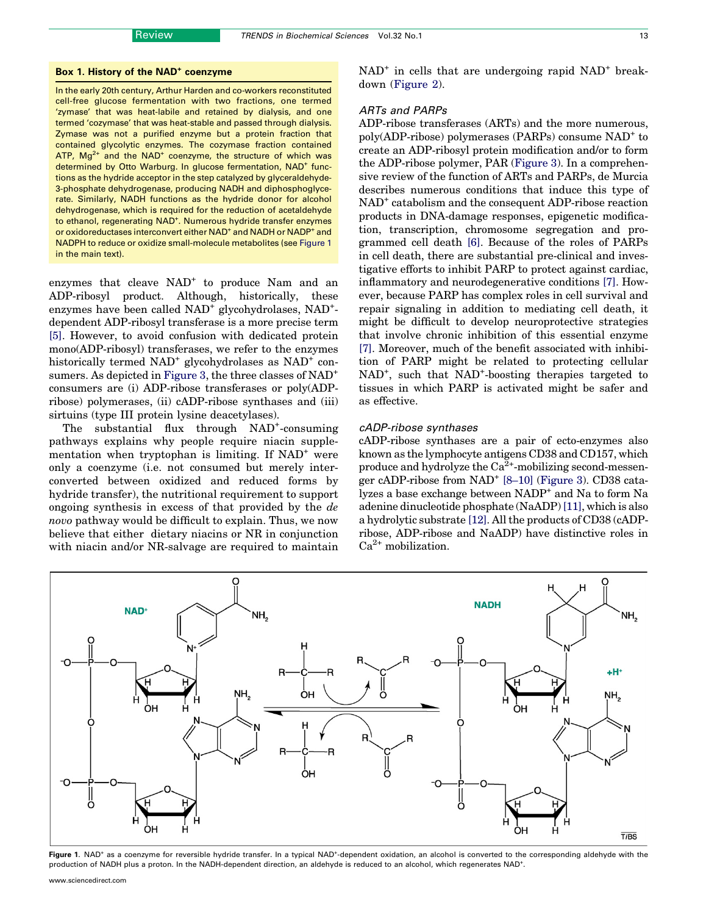### Box 1. History of the $NAD^+$ coenzyme

In the early 20th century, Arthur Harden and co-workers reconstituted cell-free glucose fermentation with two fractions, one termed 'zymase' that was heat-labile and retained by dialysis, and one termed 'cozymase' that was heat-stable and passed through dialysis. Zymase was not a purified enzyme but a protein fraction that contained glycolytic enzymes. The cozymase fraction contained ATP, $Mg^{2+}$ and the $NAD^+$ coenzyme, the structure of which was determined by Otto Warburg. In glucose fermentation, $NAD^+$ functions as the hydride acceptor in the step catalyzed by glyceraldehyde-3-phosphate dehydrogenase, producing NADH and diphosphoglycerate. Similarly, NADH functions as the hydride donor for alcohol dehydrogenase, which is required for the reduction of acetaldehyde to ethanol, regenerating $NAD^+$. Numerous hydride transfer enzymes or oxidoreductases interconvert either $NAD^+$ and NADH or $NADP^+$ and NADPH to reduce or oxidize small-molecule metabolites (see Figure 1 in the main text).

enzymes that cleave $NAD^+$ to produce Nam and an ADP-ribosyl product. Although, historically, these enzymes have been called $NAD^+$ glycohydrolases, $NAD^+$-dependent ADP-ribosyl transferase is a more precise term [5]. However, to avoid confusion with dedicated protein mono(ADP-ribosyl) transferases, we refer to the enzymes historically termed $NAD^+$ glycohydrolases as $NAD^+$ consumers. As depicted in Figure 3, the three classes of $NAD^+$ consumers are (i) ADP-ribose transferases or poly(ADP-ribose) polymerases, (ii) cADP-ribose synthases and (iii) sirtuins (type III protein lysine deacetylases).

The substantial flux through $NAD^+$-consuming pathways explains why people require niacin supplementation when tryptophan is limiting. If $NAD^+$ were only a coenzyme (i.e. not consumed but merely interconverted between oxidized and reduced forms by hydride transfer), the nutritional requirement to support ongoing synthesis in excess of that provided by the *de novo* pathway would be difficult to explain. Thus, we now believe that either dietary niacins or NR in conjunction with niacin and/or NR-salvage are required to maintain $NAD^+$ in cells that are undergoing rapid $NAD^+$ breakdown (Figure 2).

### ARTs and PARPs

ADP-ribose transferases (ARTs) and the more numerous, poly(ADP-ribose) polymerases (PARPs) consume $NAD^+$ to create an ADP-ribosyl protein modification and/or to form the ADP-ribose polymer, PAR (Figure 3). In a comprehensive review of the function of ARTs and PARPs, de Murcia describes numerous conditions that induce this type of $NAD^+$ catabolism and the consequent ADP-ribose reaction products in DNA-damage responses, epigenetic modification, transcription, chromosome segregation and programmed cell death [6]. Because of the roles of PARPs in cell death, there are substantial pre-clinical and investigative efforts to inhibit PARP to protect against cardiac, inflammatory and neurodegenerative conditions [7]. However, because PARP has complex roles in cell survival and repair signaling in addition to mediating cell death, it might be difficult to develop neuroprotective strategies that involve chronic inhibition of this essential enzyme [7]. Moreover, much of the benefit associated with inhibition of PARP might be related to protecting cellular $NAD^+$, such that $NAD^+$-boosting therapies targeted to tissues in which PARP is activated might be safer and as effective.

### cADP-ribose synthases

cADP-ribose synthases are a pair of ecto-enzymes also known as the lymphocyte antigens CD38 and CD157, which produce and hydrolyze the $Ca^{2+}$-mobilizing second-messenger cADP-ribose from $NAD^+$ [8–10] (Figure 3). CD38 catalyzes a base exchange between $NADP^+$ and Na to form Na adenine dinucleotide phosphate (NaADP) [11], which is also a hydrolytic substrate [12]. All the products of CD38 (cADP-ribose, ADP-ribose and NaADP) have distinctive roles in $Ca^{2+}$ mobilization.

Figure 1. $NAD^+$ as a coenzyme for reversible hydride transfer. In a typical $NAD^+$-dependent oxidation, an alcohol is converted to the corresponding aldehyde with the production of NADH plus a proton. In the NADH-dependent direction, an aldehyde is reduced to an alcohol, which regenerates $NAD^+$.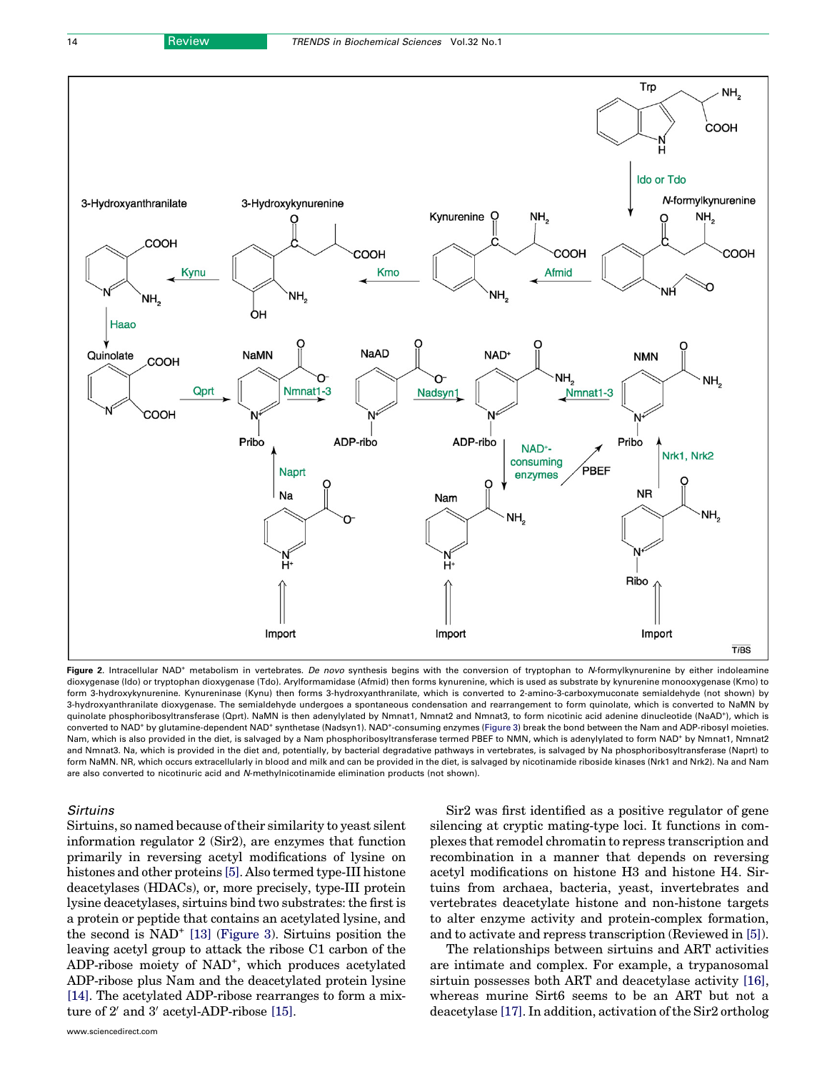**Figure 2.** Intracellular $NAD^+$ metabolism in vertebrates. *De novo* synthesis begins with the conversion of tryptophan to *N*-formylkynurenine by either indoleamine dioxygenase (Ido) or tryptophan dioxygenase (Tdo). Arylformamidase (Afmid) then forms kynurenine, which is used as substrate by kynurenine monooxygenase (Kmo) to form 3-hydroxykynurenine. Kynureninase (Kynu) then forms 3-hydroxyanthranilate, which is converted to 2-amino-3-carboxymuconate semialdehyde (not shown) by 3-hydroxyanthranilate dioxygenase. The semialdehyde undergoes a spontaneous condensation and rearrangement to form quinolate, which is converted to NaMN by quinolate phosphoribosyltransferase (Qprt). NaMN is then adenylylated by Nmnat1, Nmnat2 and Nmnat3, to form nicotinic acid adenine dinucleotide ($NaAD^+$), which is converted to $NAD^+$ by glutamine-dependent $NAD^+$ synthetase (Nadsyn1). $NAD^+$-consuming enzymes (Figure 3) break the bond between the Nam and ADP-ribosyl moieties. Nam, which is also provided in the diet, is salvaged by a Nam phosphoribosyltransferase termed PBEF to NMN, which is adenylylated to form $NAD^+$ by Nmnat1, Nmnat2 and Nmnat3. Na, which is provided in the diet and, potentially, by bacterial degradative pathways in vertebrates, is salvaged by Na phosphoribosyltransferase (Naprt) to form NaMN. NR, which occurs extracellularly in blood and milk and can be provided in the diet, is salvaged by nicotinamide riboside kinases (Nrk1 and Nrk2). Na and Nam are also converted to nicotinuric acid and *N*-methylnicotinamide elimination products (not shown).

### *Sirtuins*

Sirtuins, so named because of their similarity to yeast silent information regulator 2 (Sir2), are enzymes that function primarily in reversing acetyl modifications of lysine on histones and other proteins [5]. Also termed type-III histone deacetylases (HDACs), or, more precisely, type-III protein lysine deacetylases, sirtuins bind two substrates: the first is a protein or peptide that contains an acetylated lysine, and the second is $NAD^+$ [13] (Figure 3). Sirtuins position the leaving acetyl group to attack the ribose C1 carbon of the ADP-ribose moiety of $NAD^+$, which produces acetylated ADP-ribose plus Nam and the deacetylated protein lysine [14]. The acetylated ADP-ribose rearranges to form a mixture of 2′ and 3′ acetyl-ADP-ribose [15].

Sir2 was first identified as a positive regulator of gene silencing at cryptic mating-type loci. It functions in complexes that remodel chromatin to repress transcription and recombination in a manner that depends on reversing acetyl modifications on histone H3 and histone H4. Sirtuins from archaea, bacteria, yeast, invertebrates and vertebrates deacetylate histone and non-histone targets to alter enzyme activity and protein-complex formation, and to activate and repress transcription (Reviewed in [5]).

The relationships between sirtuins and ART activities are intimate and complex. For example, a trypanosomal sirtuin possesses both ART and deacetylase activity [16], whereas murine Sirt6 seems to be an ART but not a deacetylase [17]. In addition, activation of the Sir2 ortholog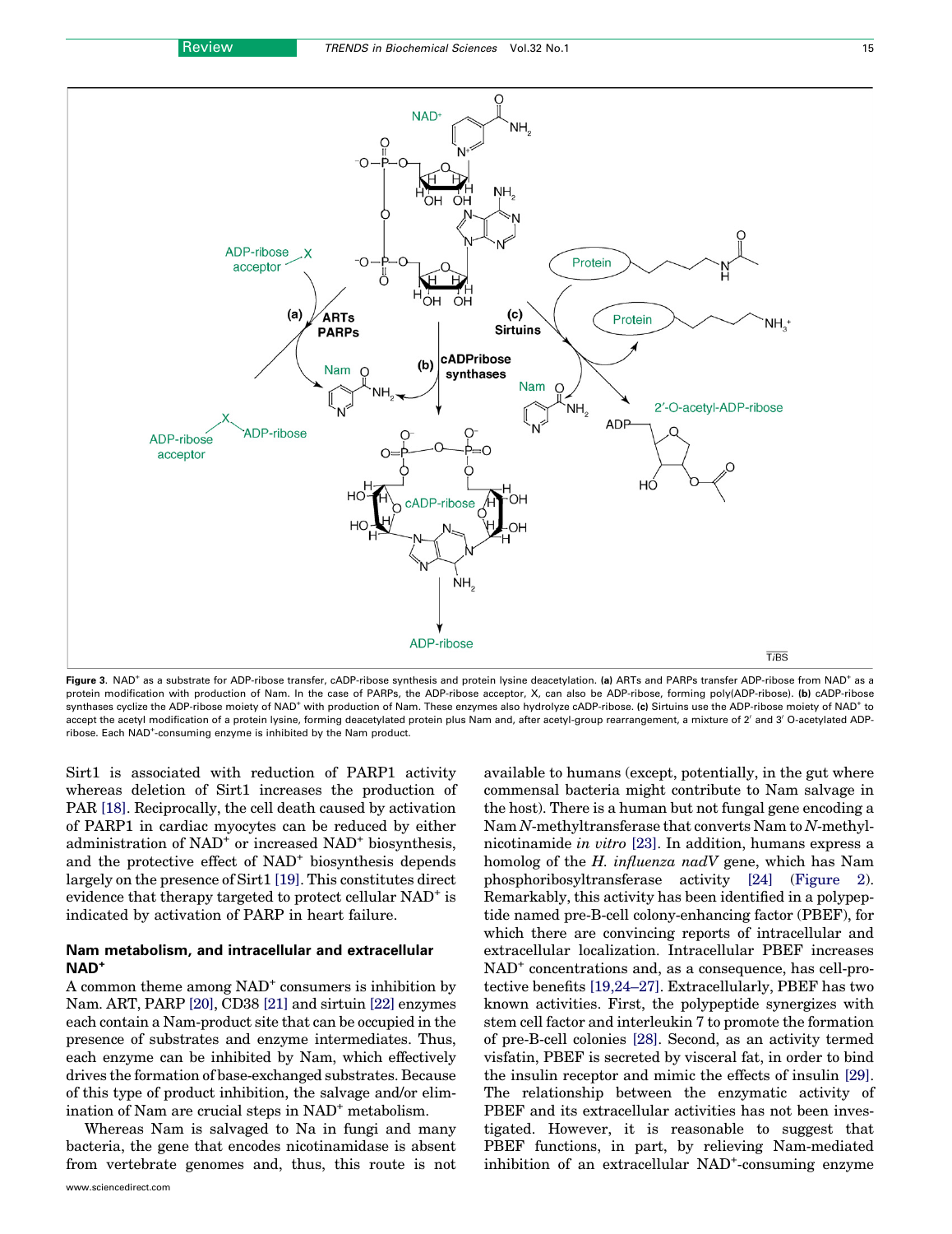**Figure 3.** $NAD^+$ as a substrate for ADP-ribose transfer, cADP-ribose synthesis and protein lysine deacetylation. **(a)** ARTs and PARPs transfer ADP-ribose from $NAD^+$ as a protein modification with production of Nam. In the case of PARPs, the ADP-ribose acceptor, X, can also be ADP-ribose, forming poly(ADP-ribose). **(b)** cADP-ribose synthases cyclize the ADP-ribose moiety of $NAD^+$ with production of Nam. These enzymes also hydrolyze cADP-ribose. **(c)** Sirtuins use the ADP-ribose moiety of $NAD^+$ to accept the acetyl modification of a protein lysine, forming deacetylated protein plus Nam and, after acetyl-group rearrangement, a mixture of 2′ and 3′ O-acetylated ADP-ribose. Each $NAD^+$-consuming enzyme is inhibited by the Nam product.

Sirt1 is associated with reduction of PARP1 activity whereas deletion of Sirt1 increases the production of PAR [18]. Reciprocally, the cell death caused by activation of PARP1 in cardiac myocytes can be reduced by either administration of $NAD^+$ or increased $NAD^+$ biosynthesis, and the protective effect of $NAD^+$ biosynthesis depends largely on the presence of Sirt1 [19]. This constitutes direct evidence that therapy targeted to protect cellular $NAD^+$ is indicated by activation of PARP in heart failure.

## Nam metabolism, and intracellular and extracellular $NAD^+$

A common theme among $NAD^+$ consumers is inhibition by Nam. ART, PARP [20], CD38 [21] and sirtuin [22] enzymes each contain a Nam-product site that can be occupied in the presence of substrates and enzyme intermediates. Thus, each enzyme can be inhibited by Nam, which effectively drives the formation of base-exchanged substrates. Because of this type of product inhibition, the salvage and/or elimination of Nam are crucial steps in $NAD^+$ metabolism.

Whereas Nam is salvaged to Na in fungi and many bacteria, the gene that encodes nicotinamidase is absent from vertebrate genomes and, thus, this route is not available to humans (except, potentially, in the gut where commensal bacteria might contribute to Nam salvage in the host). There is a human but not fungal gene encoding a Nam *N*-methyltransferase that converts Nam to *N*-methylnicotinamide *in vitro* [23]. In addition, humans express a homolog of the *H. influenza nadV* gene, which has Nam phosphoribosyltransferase activity [24] (Figure 2). Remarkably, this activity has been identified in a polypeptide named pre-B-cell colony-enhancing factor (PBEF), for which there are convincing reports of intracellular and extracellular localization. Intracellular PBEF increases $NAD^+$ concentrations and, as a consequence, has cell-protective benefits [19,24–27]. Extracellularly, PBEF has two known activities. First, the polypeptide synergizes with stem cell factor and interleukin 7 to promote the formation of pre-B-cell colonies [28]. Second, as an activity termed visfatin, PBEF is secreted by visceral fat, in order to bind the insulin receptor and mimic the effects of insulin [29]. The relationship between the enzymatic activity of PBEF and its extracellular activities has not been investigated. However, it is reasonable to suggest that PBEF functions, in part, by relieving Nam-mediated inhibition of an extracellular $NAD^+$-consuming enzyme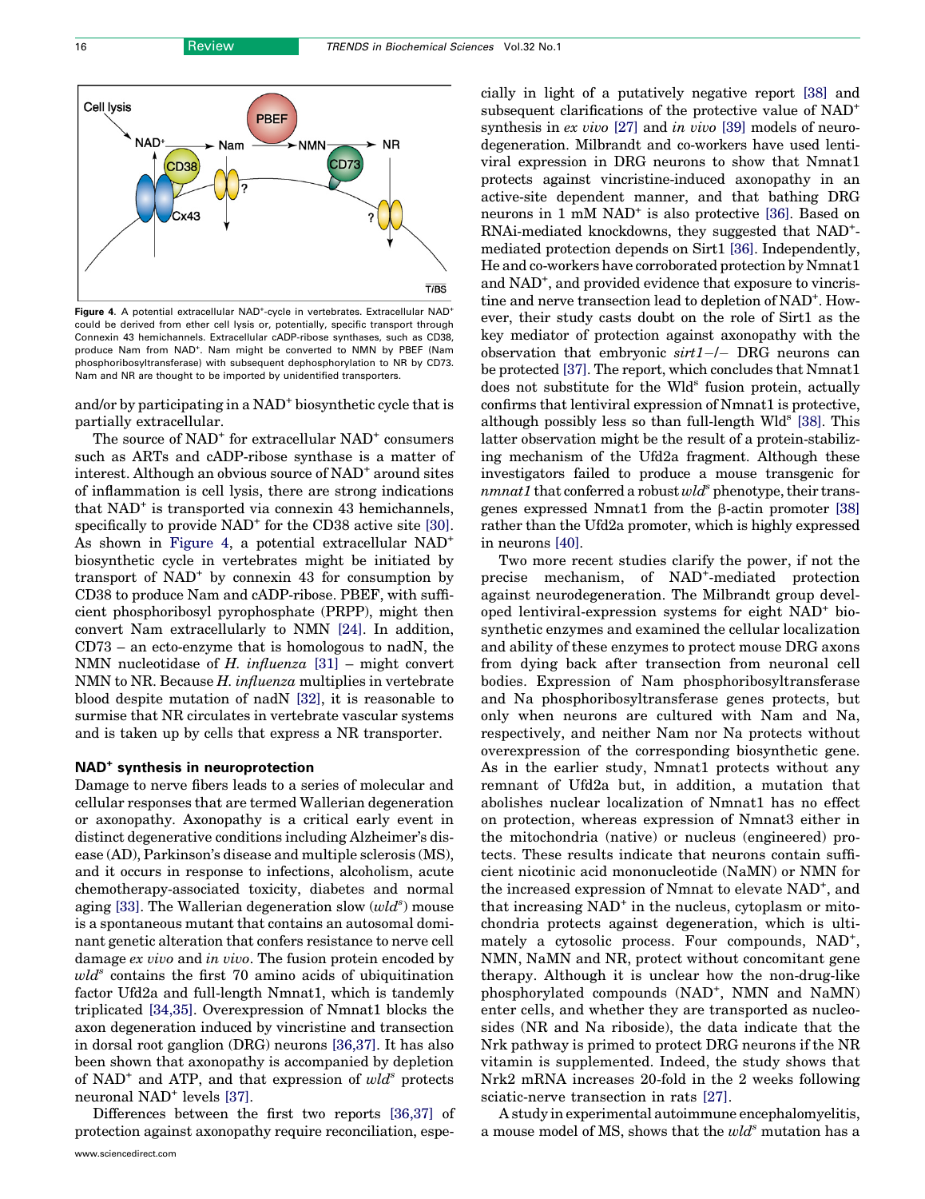Figure 4. A potential extracellular NAD+-cycle in vertebrates. Extracellular NAD+ could be derived from ether cell lysis or, potentially, specific transport through Connexin 43 hemichannels. Extracellular cADP-ribose synthases, such as CD38, produce Nam from NAD+. Nam might be converted to NMN by PBEF (Nam phosphoribosyltransferase) with subsequent dephosphorylation to NR by CD73. Nam and NR are thought to be imported by unidentified transporters.

and/or by participating in a NAD+ biosynthetic cycle that is partially extracellular.

The source of NAD+ for extracellular NAD+ consumers such as ARTs and cADP-ribose synthase is a matter of interest. Although an obvious source of NAD+ around sites of inflammation is cell lysis, there are strong indications that NAD+ is transported via connexin 43 hemichannels, specifically to provide NAD+ for the CD38 active site [30]. As shown in Figure 4, a potential extracellular NAD+ biosynthetic cycle in vertebrates might be initiated by transport of NAD+ by connexin 43 for consumption by CD38 to produce Nam and cADP-ribose. PBEF, with sufficient phosphoribosyl pyrophosphate (PRPP), might then convert Nam extracellularly to NMN [24]. In addition, CD73 – an ecto-enzyme that is homologous to nadN, the NMN nucleotidase of *H. influenza* [31] – might convert NMN to NR. Because *H. influenza* multiplies in vertebrate blood despite mutation of nadN [32], it is reasonable to surmise that NR circulates in vertebrate vascular systems and is taken up by cells that express a NR transporter.

## NAD+ synthesis in neuroprotection

Damage to nerve fibers leads to a series of molecular and cellular responses that are termed Wallerian degeneration or axonopathy. Axonopathy is a critical early event in distinct degenerative conditions including Alzheimer's disease (AD), Parkinson's disease and multiple sclerosis (MS), and it occurs in response to infections, alcoholism, acute chemotherapy-associated toxicity, diabetes and normal aging [33]. The Wallerian degeneration slow (*wld*s) mouse is a spontaneous mutant that contains an autosomal dominant genetic alteration that confers resistance to nerve cell damage *ex vivo* and *in vivo*. The fusion protein encoded by *wld*s contains the first 70 amino acids of ubiquitination factor Ufd2a and full-length Nmnat1, which is tandemly triplicated [34,35]. Overexpression of Nmnat1 blocks the axon degeneration induced by vincristine and transection in dorsal root ganglion (DRG) neurons [36,37]. It has also been shown that axonopathy is accompanied by depletion of NAD+ and ATP, and that expression of *wld*s protects neuronal NAD+ levels [37].

Differences between the first two reports [36,37] of protection against axonopathy require reconciliation, especially in light of a putatively negative report [38] and subsequent clarifications of the protective value of NAD+ synthesis in *ex vivo* [27] and *in vivo* [39] models of neurodegeneration. Milbrandt and co-workers have used lentiviral expression in DRG neurons to show that Nmnat1 protects against vincristine-induced axonopathy in an active-site dependent manner, and that bathing DRG neurons in 1 mM NAD+ is also protective [36]. Based on RNAi-mediated knockdowns, they suggested that NAD+-mediated protection depends on Sirt1 [36]. Independently, He and co-workers have corroborated protection by Nmnat1 and NAD+, and provided evidence that exposure to vincristine and nerve transection lead to depletion of NAD+. However, their study casts doubt on the role of Sirt1 as the key mediator of protection against axonopathy with the observation that embryonic *sirt1*−/− DRG neurons can be protected [37]. The report, which concludes that Nmnat1 does not substitute for the Wlds fusion protein, actually confirms that lentiviral expression of Nmnat1 is protective, although possibly less so than full-length Wlds [38]. This latter observation might be the result of a protein-stabilizing mechanism of the Ufd2a fragment. Although these investigators failed to produce a mouse transgenic for *nmnat1* that conferred a robust *wld*s phenotype, their transgenes expressed Nmnat1 from the β-actin promoter [38] rather than the Ufd2a promoter, which is highly expressed in neurons [40].

Two more recent studies clarify the power, if not the precise mechanism, of NAD+-mediated protection against neurodegeneration. The Milbrandt group developed lentiviral-expression systems for eight NAD+ biosynthetic enzymes and examined the cellular localization and ability of these enzymes to protect mouse DRG axons from dying back after transection from neuronal cell bodies. Expression of Nam phosphoribosyltransferase and Na phosphoribosyltransferase genes protects, but only when neurons are cultured with Nam and Na, respectively, and neither Nam nor Na protects without overexpression of the corresponding biosynthetic gene. As in the earlier study, Nmnat1 protects without any remnant of Ufd2a but, in addition, a mutation that abolishes nuclear localization of Nmnat1 has no effect on protection, whereas expression of Nmnat3 either in the mitochondria (native) or nucleus (engineered) protects. These results indicate that neurons contain sufficient nicotinic acid mononucleotide (NaMN) or NMN for the increased expression of Nmnat to elevate NAD+, and that increasing NAD+ in the nucleus, cytoplasm or mitochondria protects against degeneration, which is ultimately a cytosolic process. Four compounds, NAD+, NMN, NaMN and NR, protect without concomitant gene therapy. Although it is unclear how the non-drug-like phosphorylated compounds (NAD+, NMN and NaMN) enter cells, and whether they are transported as nucleosides (NR and Na riboside), the data indicate that the Nrk pathway is primed to protect DRG neurons if the NR vitamin is supplemented. Indeed, the study shows that Nrk2 mRNA increases 20-fold in the 2 weeks following sciatic-nerve transection in rats [27].

A study in experimental autoimmune encephalomyelitis, a mouse model of MS, shows that the *wld*s mutation has a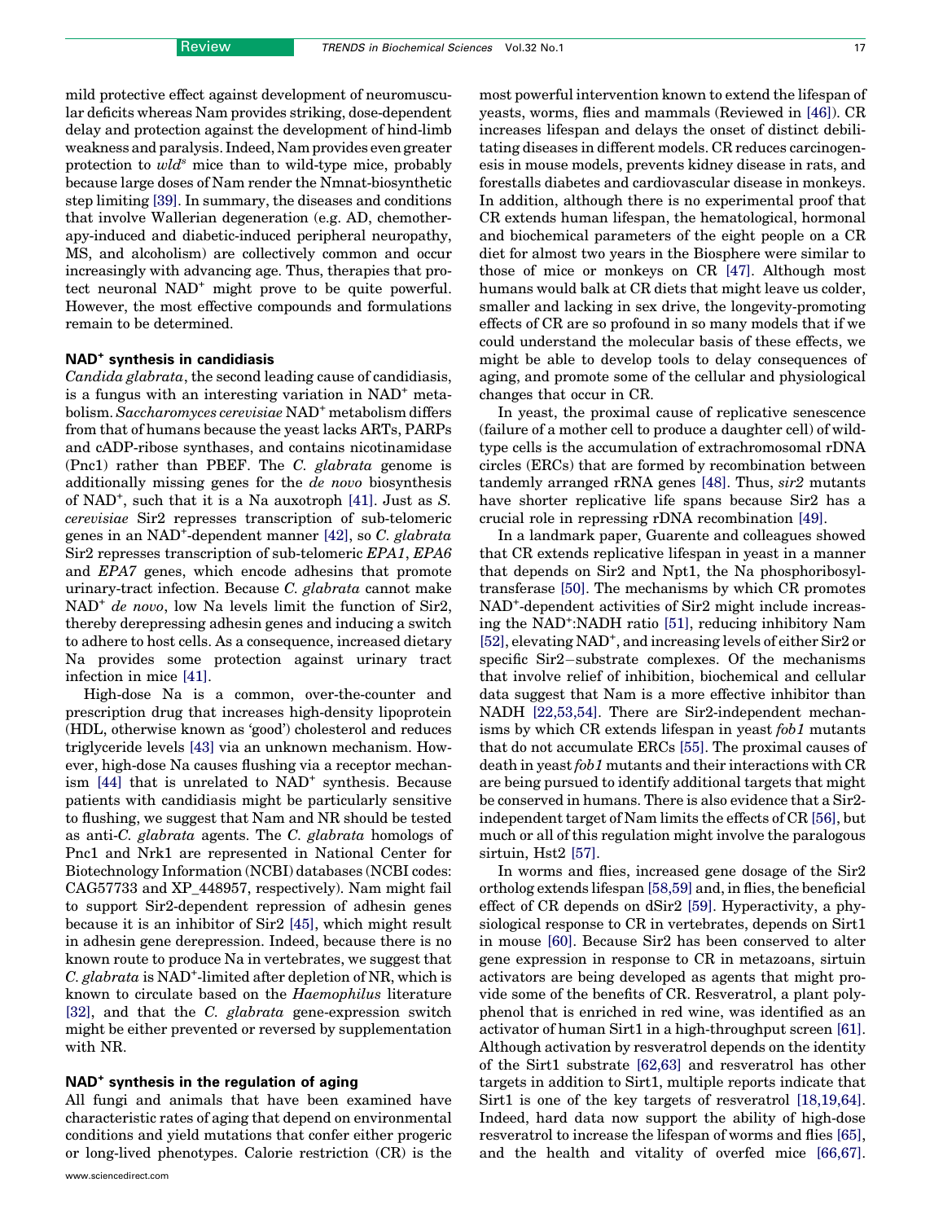mild protective effect against development of neuromuscular deficits whereas Nam provides striking, dose-dependent delay and protection against the development of hind-limb weakness and paralysis. Indeed, Nam provides even greater protection to *wld^s* mice than to wild-type mice, probably because large doses of Nam render the Nmnat-biosynthetic step limiting [39]. In summary, the diseases and conditions that involve Wallerian degeneration (e.g. AD, chemotherapy-induced and diabetic-induced peripheral neuropathy, MS, and alcoholism) are collectively common and occur increasingly with advancing age. Thus, therapies that protect neuronal NAD+ might prove to be quite powerful. However, the most effective compounds and formulations remain to be determined.

## NAD+ synthesis in candidiasis

*Candida glabrata*, the second leading cause of candidiasis, is a fungus with an interesting variation in NAD+ metabolism. *Saccharomyces cerevisiae* NAD+ metabolism differs from that of humans because the yeast lacks ARTs, PARPs and cADP-ribose synthases, and contains nicotinamidase (Pnc1) rather than PBEF. The *C. glabrata* genome is additionally missing genes for the *de novo* biosynthesis of NAD+, such that it is a Na auxotroph [41]. Just as *S. cerevisiae* Sir2 represses transcription of sub-telomeric genes in an NAD+-dependent manner [42], so *C. glabrata* Sir2 represses transcription of sub-telomeric *EPA1*, *EPA6* and *EPA7* genes, which encode adhesins that promote urinary-tract infection. Because *C. glabrata* cannot make NAD+ *de novo*, low Na levels limit the function of Sir2, thereby derepressing adhesin genes and inducing a switch to adhere to host cells. As a consequence, increased dietary Na provides some protection against urinary tract infection in mice [41].

High-dose Na is a common, over-the-counter and prescription drug that increases high-density lipoprotein (HDL, otherwise known as 'good') cholesterol and reduces triglyceride levels [43] via an unknown mechanism. However, high-dose Na causes flushing via a receptor mechanism [44] that is unrelated to NAD+ synthesis. Because patients with candidiasis might be particularly sensitive to flushing, we suggest that Nam and NR should be tested as anti-*C. glabrata* agents. The *C. glabrata* homologs of Pnc1 and Nrk1 are represented in National Center for Biotechnology Information (NCBI) databases (NCBI codes: CAG57733 and XP_448957, respectively). Nam might fail to support Sir2-dependent repression of adhesin genes because it is an inhibitor of Sir2 [45], which might result in adhesin gene derepression. Indeed, because there is no known route to produce Na in vertebrates, we suggest that *C. glabrata* is NAD+-limited after depletion of NR, which is known to circulate based on the *Haemophilus* literature [32], and that the *C. glabrata* gene-expression switch might be either prevented or reversed by supplementation with NR.

## NAD+ synthesis in the regulation of aging

All fungi and animals that have been examined have characteristic rates of aging that depend on environmental conditions and yield mutations that confer either progeric or long-lived phenotypes. Calorie restriction (CR) is the most powerful intervention known to extend the lifespan of yeasts, worms, flies and mammals (Reviewed in [46]). CR increases lifespan and delays the onset of distinct debilitating diseases in different models. CR reduces carcinogenesis in mouse models, prevents kidney disease in rats, and forestalls diabetes and cardiovascular disease in monkeys. In addition, although there is no experimental proof that CR extends human lifespan, the hematological, hormonal and biochemical parameters of the eight people on a CR diet for almost two years in the Biosphere were similar to those of mice or monkeys on CR [47]. Although most humans would balk at CR diets that might leave us colder, smaller and lacking in sex drive, the longevity-promoting effects of CR are so profound in so many models that if we could understand the molecular basis of these effects, we might be able to develop tools to delay consequences of aging, and promote some of the cellular and physiological changes that occur in CR.

In yeast, the proximal cause of replicative senescence (failure of a mother cell to produce a daughter cell) of wild-type cells is the accumulation of extrachromosomal rDNA circles (ERCs) that are formed by recombination between tandemly arranged rRNA genes [48]. Thus, *sir2* mutants have shorter replicative life spans because Sir2 has a crucial role in repressing rDNA recombination [49].

In a landmark paper, Guarente and colleagues showed that CR extends replicative lifespan in yeast in a manner that depends on Sir2 and Npt1, the Na phosphoribosyltransferase [50]. The mechanisms by which CR promotes NAD+-dependent activities of Sir2 might include increasing the NAD+:NADH ratio [51], reducing inhibitory Nam [52], elevating NAD+, and increasing levels of either Sir2 or specific Sir2–substrate complexes. Of the mechanisms that involve relief of inhibition, biochemical and cellular data suggest that Nam is a more effective inhibitor than NADH [22,53,54]. There are Sir2-independent mechanisms by which CR extends lifespan in yeast *fob1* mutants that do not accumulate ERCs [55]. The proximal causes of death in yeast *fob1* mutants and their interactions with CR are being pursued to identify additional targets that might be conserved in humans. There is also evidence that a Sir2-independent target of Nam limits the effects of CR [56], but much or all of this regulation might involve the paralogous sirtuin, Hst2 [57].

In worms and flies, increased gene dosage of the Sir2 ortholog extends lifespan [58,59] and, in flies, the beneficial effect of CR depends on dSir2 [59]. Hyperactivity, a physiological response to CR in vertebrates, depends on Sirt1 in mouse [60]. Because Sir2 has been conserved to alter gene expression in response to CR in metazoans, sirtuin activators are being developed as agents that might provide some of the benefits of CR. Resveratrol, a plant polyphenol that is enriched in red wine, was identified as an activator of human Sirt1 in a high-throughput screen [61]. Although activation by resveratrol depends on the identity of the Sirt1 substrate [62,63] and resveratrol has other targets in addition to Sirt1, multiple reports indicate that Sirt1 is one of the key targets of resveratrol [18,19,64]. Indeed, hard data now support the ability of high-dose resveratrol to increase the lifespan of worms and flies [65], and the health and vitality of overfed mice [66,67].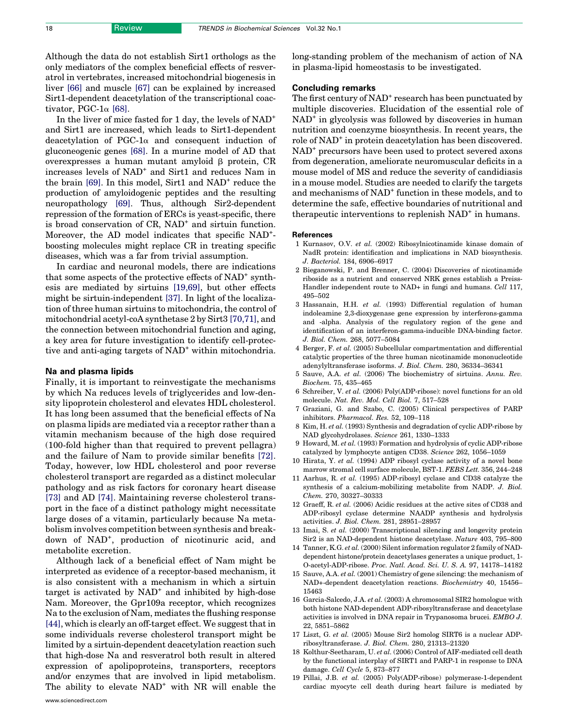Although the data do not establish Sirt1 orthologs as the only mediators of the complex beneficial effects of resveratrol in vertebrates, increased mitochondrial biogenesis in liver [66] and muscle [67] can be explained by increased Sirt1-dependent deacetylation of the transcriptional coactivator, PGC-1α [68].

In the liver of mice fasted for 1 day, the levels of NAD+ and Sirt1 are increased, which leads to Sirt1-dependent deacetylation of PGC-1α and consequent induction of gluconeogenic genes [68]. In a murine model of AD that overexpresses a human mutant amyloid β protein, CR increases levels of NAD+ and Sirt1 and reduces Nam in the brain [69]. In this model, Sirt1 and NAD+ reduce the production of amyloidogenic peptides and the resulting neuropathology [69]. Thus, although Sir2-dependent repression of the formation of ERCs is yeast-specific, there is broad conservation of CR, NAD+ and sirtuin function. Moreover, the AD model indicates that specific NAD+-boosting molecules might replace CR in treating specific diseases, which was a far from trivial assumption.

In cardiac and neuronal models, there are indications that some aspects of the protective effects of NAD+ synthesis are mediated by sirtuins [19,69], but other effects might be sirtuin-independent [37]. In light of the localization of three human sirtuins to mitochondria, the control of mitochondrial acetyl-coA synthetase 2 by Sirt3 [70,71], and the connection between mitochondrial function and aging, a key area for future investigation to identify cell-protective and anti-aging targets of NAD+ within mitochondria.

## Na and plasma lipids

Finally, it is important to reinvestigate the mechanisms by which Na reduces levels of triglycerides and low-density lipoprotein cholesterol and elevates HDL cholesterol. It has long been assumed that the beneficial effects of Na on plasma lipids are mediated via a receptor rather than a vitamin mechanism because of the high dose required (100-fold higher than that required to prevent pellagra) and the failure of Nam to provide similar benefits [72]. Today, however, low HDL cholesterol and poor reverse cholesterol transport are regarded as a distinct molecular pathology and as risk factors for coronary heart disease [73] and AD [74]. Maintaining reverse cholesterol transport in the face of a distinct pathology might necessitate large doses of a vitamin, particularly because Na metabolism involves competition between synthesis and breakdown of NAD+, production of nicotinuric acid, and metabolite excretion.

Although lack of a beneficial effect of Nam might be interpreted as evidence of a receptor-based mechanism, it is also consistent with a mechanism in which a sirtuin target is activated by NAD+ and inhibited by high-dose Nam. Moreover, the Gpr109a receptor, which recognizes Na to the exclusion of Nam, mediates the flushing response [44], which is clearly an off-target effect. We suggest that in some individuals reverse cholesterol transport might be limited by a sirtuin-dependent deacetylation reaction such that high-dose Na and resveratrol both result in altered expression of apolipoproteins, transporters, receptors and/or enzymes that are involved in lipid metabolism. The ability to elevate NAD+ with NR will enable the long-standing problem of the mechanism of action of NA in plasma-lipid homeostasis to be investigated.

## Concluding remarks

The first century of NAD+ research has been punctuated by multiple discoveries. Elucidation of the essential role of NAD+ in glycolysis was followed by discoveries in human nutrition and coenzyme biosynthesis. In recent years, the role of NAD+ in protein deacetylation has been discovered. NAD+ precursors have been used to protect severed axons from degeneration, ameliorate neuromuscular deficits in a mouse model of MS and reduce the severity of candidiasis in a mouse model. Studies are needed to clarify the targets and mechanisms of NAD+ function in these models, and to determine the safe, effective boundaries of nutritional and therapeutic interventions to replenish NAD+ in humans.

## References

1 Kurnasov, O.V. *et al.* (2002) Ribosylnicotinamide kinase domain of NadR protein: identification and implications in NAD biosynthesis. *J. Bacteriol.* 184, 6906–6917
2 Bieganowski, P. and Brenner, C. (2004) Discoveries of nicotinamide riboside as a nutrient and conserved NRK genes establish a Preiss-Handler independent route to NAD+ in fungi and humans. *Cell* 117, 495–502
3 Hassanain, H.H. *et al.* (1993) Differential regulation of human indoleamine 2,3-dioxygenase gene expression by interferons-gamma and -alpha. Analysis of the regulatory region of the gene and identification of an interferon-gamma-inducible DNA-binding factor. *J. Biol. Chem.* 268, 5077–5084
4 Berger, F. *et al.* (2005) Subcellular compartmentation and differential catalytic properties of the three human nicotinamide mononucleotide adenylyltransferase isoforms. *J. Biol. Chem.* 280, 36334–36341
5 Sauve, A.A. *et al.* (2006) The biochemistry of sirtuins. *Annu. Rev. Biochem.* 75, 435–465
6 Schreiber, V. *et al.* (2006) Poly(ADP-ribose): novel functions for an old molecule. *Nat. Rev. Mol. Cell Biol.* 7, 517–528
7 Graziani, G. and Szabo, C. (2005) Clinical perspectives of PARP inhibitors. *Pharmacol. Res.* 52, 109–118
8 Kim, H. *et al.* (1993) Synthesis and degradation of cyclic ADP-ribose by NAD glycohydrolases. *Science* 261, 1330–1333
9 Howard, M. *et al.* (1993) Formation and hydrolysis of cyclic ADP-ribose catalyzed by lymphocyte antigen CD38. *Science* 262, 1056–1059
10 Hirata, Y. *et al.* (1994) ADP ribosyl cyclase activity of a novel bone marrow stromal cell surface molecule, BST-1. *FEBS Lett.* 356, 244–248
11 Aarhus, R. *et al.* (1995) ADP-ribosyl cyclase and CD38 catalyze the synthesis of a calcium-mobilizing metabolite from NADP. *J. Biol. Chem.* 270, 30327–30333
12 Graeff, R. *et al.* (2006) Acidic residues at the active sites of CD38 and ADP-ribosyl cyclase determine NAADP synthesis and hydrolysis activities. *J. Biol. Chem.* 281, 28951–28957
13 Imai, S. *et al.* (2000) Transcriptional silencing and longevity protein Sir2 is an NAD-dependent histone deacetylase. *Nature* 403, 795–800
14 Tanner, K.G. *et al.* (2000) Silent information regulator 2 family of NAD-dependent histone/protein deacetylases generates a unique product, 1-O-acetyl-ADP-ribose. *Proc. Natl. Acad. Sci. U. S. A.* 97, 14178–14182
15 Sauve, A.A. *et al.* (2001) Chemistry of gene silencing: the mechanism of NAD+-dependent deacetylation reactions. *Biochemistry* 40, 15456–15463
16 Garcia-Salcedo, J.A. *et al.* (2003) A chromosomal SIR2 homologue with both histone NAD-dependent ADP-ribosyltransferase and deacetylase activities is involved in DNA repair in Trypanosoma brucei. *EMBO J.* 22, 5851–5862
17 Liszt, G. *et al.* (2005) Mouse Sir2 homolog SIRT6 is a nuclear ADP-ribosyltransferase. *J. Biol. Chem.* 280, 21313–21320
18 Kolthur-Seetharam, U. *et al.* (2006) Control of AIF-mediated cell death by the functional interplay of SIRT1 and PARP-1 in response to DNA damage. *Cell Cycle* 5, 873–877
19 Pillai, J.B. *et al.* (2005) Poly(ADP-ribose) polymerase-1-dependent cardiac myocyte cell death during heart failure is mediated by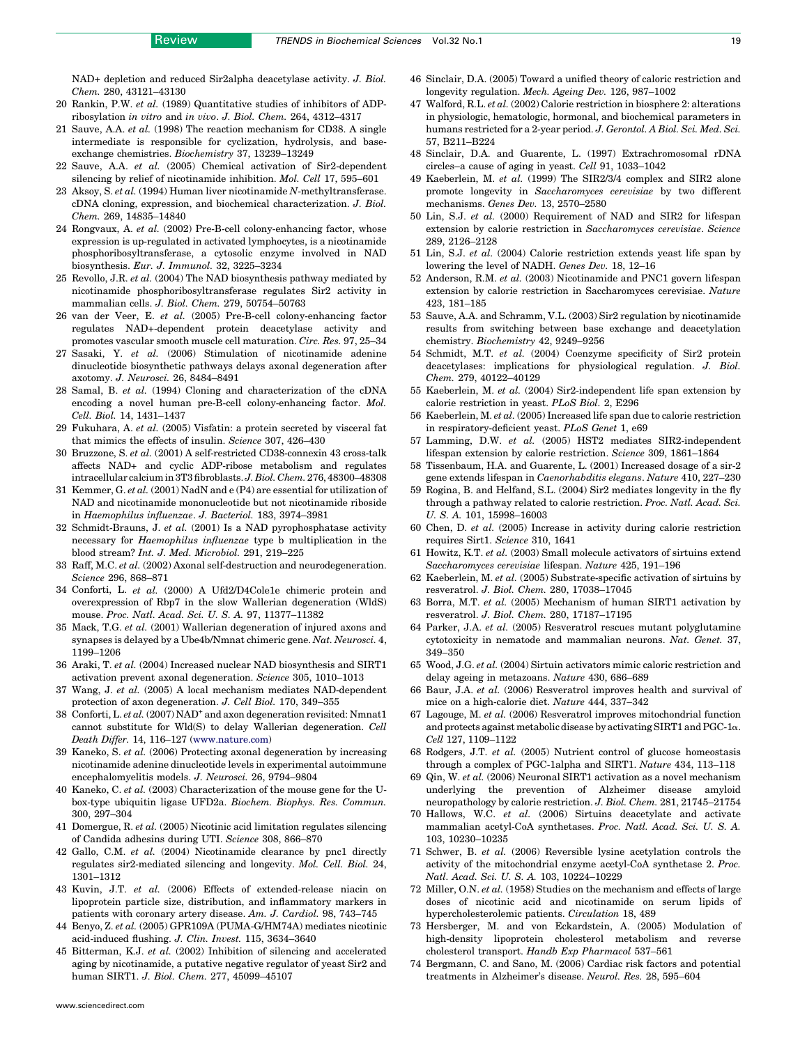NAD+ depletion and reduced Sir2alpha deacetylase activity. *J. Biol. Chem.* 280, 43121–43130

20 Rankin, P.W. *et al.* (1989) Quantitative studies of inhibitors of ADP-ribosylation *in vitro* and *in vivo*. *J. Biol. Chem.* 264, 4312–4317

21 Sauve, A.A. *et al.* (1998) The reaction mechanism for CD38. A single intermediate is responsible for cyclization, hydrolysis, and base-exchange chemistries. *Biochemistry* 37, 13239–13249

22 Sauve, A.A. *et al.* (2005) Chemical activation of Sir2-dependent silencing by relief of nicotinamide inhibition. *Mol. Cell* 17, 595–601

23 Aksoy, S. *et al.* (1994) Human liver nicotinamide *N*-methyltransferase. cDNA cloning, expression, and biochemical characterization. *J. Biol. Chem.* 269, 14835–14840

24 Rongvaux, A. *et al.* (2002) Pre-B-cell colony-enhancing factor, whose expression is up-regulated in activated lymphocytes, is a nicotinamide phosphoribosyltransferase, a cytosolic enzyme involved in NAD biosynthesis. *Eur. J. Immunol.* 32, 3225–3234

25 Revollo, J.R. *et al.* (2004) The NAD biosynthesis pathway mediated by nicotinamide phosphoribosyltransferase regulates Sir2 activity in mammalian cells. *J. Biol. Chem.* 279, 50754–50763

26 van der Veer, E. *et al.* (2005) Pre-B-cell colony-enhancing factor regulates NAD+-dependent protein deacetylase activity and promotes vascular smooth muscle cell maturation. *Circ. Res.* 97, 25–34

27 Sasaki, Y. *et al.* (2006) Stimulation of nicotinamide adenine dinucleotide biosynthetic pathways delays axonal degeneration after axotomy. *J. Neurosci.* 26, 8484–8491

28 Samal, B. *et al.* (1994) Cloning and characterization of the cDNA encoding a novel human pre-B-cell colony-enhancing factor. *Mol. Cell. Biol.* 14, 1431–1437

29 Fukuhara, A. *et al.* (2005) Visfatin: a protein secreted by visceral fat that mimics the effects of insulin. *Science* 307, 426–430

30 Bruzzone, S. *et al.* (2001) A self-restricted CD38-connexin 43 cross-talk affects NAD+ and cyclic ADP-ribose metabolism and regulates intracellular calcium in 3T3 fibroblasts. *J. Biol. Chem.* 276, 48300–48308

31 Kemmer, G. *et al.* (2001) NadN and e (P4) are essential for utilization of NAD and nicotinamide mononucleotide but not nicotinamide riboside in *Haemophilus influenzae*. *J. Bacteriol.* 183, 3974–3981

32 Schmidt-Brauns, J. *et al.* (2001) Is a NAD pyrophosphatase activity necessary for *Haemophilus influenzae* type b multiplication in the blood stream? *Int. J. Med. Microbiol.* 291, 219–225

33 Raff, M.C. *et al.* (2002) Axonal self-destruction and neurodegeneration. *Science* 296, 868–871

34 Conforti, L. *et al.* (2000) A Ufd2/D4Cole1e chimeric protein and overexpression of Rbp7 in the slow Wallerian degeneration (WldS) mouse. *Proc. Natl. Acad. Sci. U. S. A.* 97, 11377–11382

35 Mack, T.G. *et al.* (2001) Wallerian degeneration of injured axons and synapses is delayed by a Ube4b/Nmnat chimeric gene. *Nat. Neurosci.* 4, 1199–1206

36 Araki, T. *et al.* (2004) Increased nuclear NAD biosynthesis and SIRT1 activation prevent axonal degeneration. *Science* 305, 1010–1013

37 Wang, J. *et al.* (2005) A local mechanism mediates NAD-dependent protection of axon degeneration. *J. Cell Biol.* 170, 349–355

38 Conforti, L. *et al.* (2007) $NAD^+$ and axon degeneration revisited: Nmnat1 cannot substitute for Wld(S) to delay Wallerian degeneration. *Cell Death Differ.* 14, 116–127 (www.nature.com)

39 Kaneko, S. *et al.* (2006) Protecting axonal degeneration by increasing nicotinamide adenine dinucleotide levels in experimental autoimmune encephalomyelitis models. *J. Neurosci.* 26, 9794–9804

40 Kaneko, C. *et al.* (2003) Characterization of the mouse gene for the U-box-type ubiquitin ligase UFD2a. *Biochem. Biophys. Res. Commun.* 300, 297–304

41 Domergue, R. *et al.* (2005) Nicotinic acid limitation regulates silencing of Candida adhesins during UTI. *Science* 308, 866–870

42 Gallo, C.M. *et al.* (2004) Nicotinamide clearance by pnc1 directly regulates sir2-mediated silencing and longevity. *Mol. Cell. Biol.* 24, 1301–1312

43 Kuvin, J.T. *et al.* (2006) Effects of extended-release niacin on lipoprotein particle size, distribution, and inflammatory markers in patients with coronary artery disease. *Am. J. Cardiol.* 98, 743–745

44 Benyo, Z. *et al.* (2005) GPR109A (PUMA-G/HM74A) mediates nicotinic acid-induced flushing. *J. Clin. Invest.* 115, 3634–3640

45 Bitterman, K.J. *et al.* (2002) Inhibition of silencing and accelerated aging by nicotinamide, a putative negative regulator of yeast Sir2 and human SIRT1. *J. Biol. Chem.* 277, 45099–45107

46 Sinclair, D.A. (2005) Toward a unified theory of caloric restriction and longevity regulation. *Mech. Ageing Dev.* 126, 987–1002

47 Walford, R.L. *et al.* (2002) Calorie restriction in biosphere 2: alterations in physiologic, hematologic, hormonal, and biochemical parameters in humans restricted for a 2-year period. *J. Gerontol. A Biol. Sci. Med. Sci.* 57, B211–B224

48 Sinclair, D.A. and Guarente, L. (1997) Extrachromosomal rDNA circles–a cause of aging in yeast. *Cell* 91, 1033–1042

49 Kaeberlein, M. *et al.* (1999) The SIR2/3/4 complex and SIR2 alone promote longevity in *Saccharomyces cerevisiae* by two different mechanisms. *Genes Dev.* 13, 2570–2580

50 Lin, S.J. *et al.* (2000) Requirement of NAD and SIR2 for lifespan extension by calorie restriction in *Saccharomyces cerevisiae*. *Science* 289, 2126–2128

51 Lin, S.J. *et al.* (2004) Calorie restriction extends yeast life span by lowering the level of NADH. *Genes Dev.* 18, 12–16

52 Anderson, R.M. *et al.* (2003) Nicotinamide and PNC1 govern lifespan extension by calorie restriction in Saccharomyces cerevisiae. *Nature* 423, 181–185

53 Sauve, A.A. and Schramm, V.L. (2003) Sir2 regulation by nicotinamide results from switching between base exchange and deacetylation chemistry. *Biochemistry* 42, 9249–9256

54 Schmidt, M.T. *et al.* (2004) Coenzyme specificity of Sir2 protein deacetylases: implications for physiological regulation. *J. Biol. Chem.* 279, 40122–40129

55 Kaeberlein, M. *et al.* (2004) Sir2-independent life span extension by calorie restriction in yeast. *PLoS Biol.* 2, E296

56 Kaeberlein, M. *et al.* (2005) Increased life span due to calorie restriction in respiratory-deficient yeast. *PLoS Genet* 1, e69

57 Lamming, D.W. *et al.* (2005) HST2 mediates SIR2-independent lifespan extension by calorie restriction. *Science* 309, 1861–1864

58 Tissenbaum, H.A. and Guarente, L. (2001) Increased dosage of a sir-2 gene extends lifespan in *Caenorhabditis elegans*. *Nature* 410, 227–230

59 Rogina, B. and Helfand, S.L. (2004) Sir2 mediates longevity in the fly through a pathway related to calorie restriction. *Proc. Natl. Acad. Sci. U. S. A.* 101, 15998–16003

60 Chen, D. *et al.* (2005) Increase in activity during calorie restriction requires Sirt1. *Science* 310, 1641

61 Howitz, K.T. *et al.* (2003) Small molecule activators of sirtuins extend *Saccharomyces cerevisiae* lifespan. *Nature* 425, 191–196

62 Kaeberlein, M. *et al.* (2005) Substrate-specific activation of sirtuins by resveratrol. *J. Biol. Chem.* 280, 17038–17045

63 Borra, M.T. *et al.* (2005) Mechanism of human SIRT1 activation by resveratrol. *J. Biol. Chem.* 280, 17187–17195

64 Parker, J.A. *et al.* (2005) Resveratrol rescues mutant polyglutamine cytotoxicity in nematode and mammalian neurons. *Nat. Genet.* 37, 349–350

65 Wood, J.G. *et al.* (2004) Sirtuin activators mimic caloric restriction and delay ageing in metazoans. *Nature* 430, 686–689

66 Baur, J.A. *et al.* (2006) Resveratrol improves health and survival of mice on a high-calorie diet. *Nature* 444, 337–342

67 Lagouge, M. *et al.* (2006) Resveratrol improves mitochondrial function and protects against metabolic disease by activating SIRT1 and PGC-1$\alpha$. *Cell* 127, 1109–1122

68 Rodgers, J.T. *et al.* (2005) Nutrient control of glucose homeostasis through a complex of PGC-1alpha and SIRT1. *Nature* 434, 113–118

69 Qin, W. *et al.* (2006) Neuronal SIRT1 activation as a novel mechanism underlying the prevention of Alzheimer disease amyloid neuropathology by calorie restriction. *J. Biol. Chem.* 281, 21745–21754

70 Hallows, W.C. *et al.* (2006) Sirtuins deacetylate and activate mammalian acetyl-CoA synthetases. *Proc. Natl. Acad. Sci. U. S. A.* 103, 10230–10235

71 Schwer, B. *et al.* (2006) Reversible lysine acetylation controls the activity of the mitochondrial enzyme acetyl-CoA synthetase 2. *Proc. Natl. Acad. Sci. U. S. A.* 103, 10224–10229

72 Miller, O.N. *et al.* (1958) Studies on the mechanism and effects of large doses of nicotinic acid and nicotinamide on serum lipids of hypercholesterolemic patients. *Circulation* 18, 489

73 Hersberger, M. and von Eckardstein, A. (2005) Modulation of high-density lipoprotein cholesterol metabolism and reverse cholesterol transport. *Handb Exp Pharmacol* 537–561

74 Bergmann, C. and Sano, M. (2006) Cardiac risk factors and potential treatments in Alzheimer's disease. *Neurol. Res.* 28, 595–604